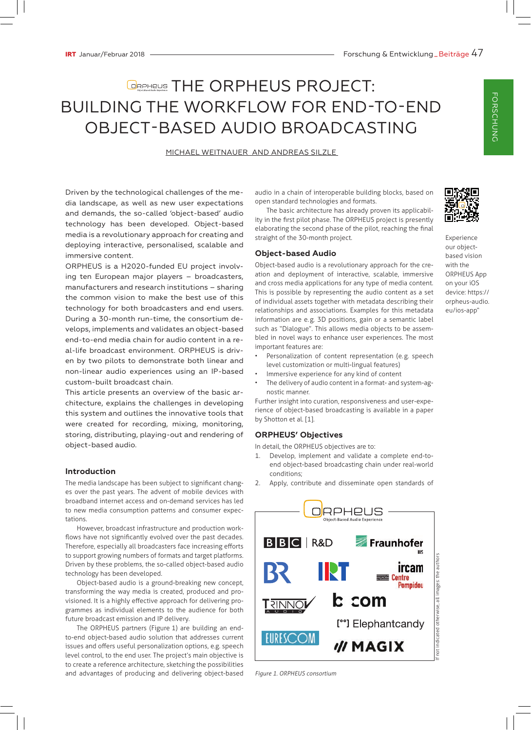# THE ORPHEUS PROJECT: BUILDING THE WORKFLOW FOR END-TO-END OBJECT-BASED AUDIO BROADCASTING

MICHAEL WEITNAUER AND ANDREAS SILZLE

Driven by the technological challenges of the media landscape, as well as new user expectations and demands, the so-called 'object-based' audio technology has been developed. Object-based media is a revolutionary approach for creating and deploying interactive, personalised, scalable and immersive content.

ORPHEUS is a H2020-funded EU project involving ten European major players – broadcasters, manufacturers and research institutions – sharing the common vision to make the best use of this technology for both broadcasters and end users. During a 30-month run-time, the consortium develops, implements and validates an object-based end-to-end media chain for audio content in a real-life broadcast environment. ORPHEUS is driven by two pilots to demonstrate both linear and non-linear audio experiences using an IP-based custom-built broadcast chain.

This article presents an overview of the basic architecture, explains the challenges in developing this system and outlines the innovative tools that were created for recording, mixing, monitoring, storing, distributing, playing-out and rendering of object-based audio.

## Introduction

The media landscape has been subject to significant changes over the past years. The advent of mobile devices with broadband internet access and on-demand services has led to new media consumption patterns and consumer expectations.

However, broadcast infrastructure and production workflows have not significantly evolved over the past decades. Therefore, especially all broadcasters face increasing efforts to support growing numbers of formats and target platforms. Driven by these problems, the so-called object-based audio technology has been developed.

Object-based audio is a ground-breaking new concept, transforming the way media is created, produced and provisioned. It is a highly effective approach for delivering programmes as individual elements to the audience for both future broadcast emission and IP delivery.

The ORPHEUS partners (Figure 1) are building an end-to-end object-based audio solution that addresses current issues and offers useful personalization options, e.g. speech level control, to the end user. The project's main objective is to create a reference architecture, sketching the possibilities and advantages of producing and delivering object-based audio in a chain of interoperable building blocks, based on open standard technologies and formats.

The basic architecture has already proven its applicability in the first pilot phase. The ORPHEUS project is presently elaborating the second phase of the pilot, reaching the final straight of the 30-month project.

## Object-based Audio

Object-based audio is a revolutionary approach for the creation and deployment of interactive, scalable, immersive and cross media applications for any type of media content. This is possible by representing the audio content as a set of individual assets together with metadata describing their relationships and associations. Examples for this metadata information are e.g. 3D positions, gain or a semantic label such as "Dialogue". This allows media objects to be assembled in novel ways to enhance user experiences. The most important features are:

- Personalization of content representation (e.g. speech level customization or multi-lingual features)
- Immersive experience for any kind of content
- The delivery of audio content in a format- and system-agnostic manner.

Further insight into curation, responsiveness and user-experience of object-based broadcasting is available in a paper by Shotton et al. [1].

## ORPHEUS' Objectives

In detail, the ORPHEUS objectives are to:

1. Develop, implement and validate a complete end-to-end object-based broadcasting chain under real-world conditions;
2. Apply, contribute and disseminate open standards of

Experience our object-based vision with the ORPHEUS App on your iOS device: https://orpheus-audio.eu/ios-app"

ORPHEUS Object-Based Audio Experience

BBC R&D, Fraunhofer IIS, BR, IRT, ircam Centre Pompidou, Trinnov Audio, b<>com, [°°] Elephantcandy, EURESCOM, MAGIX

Figure 1. ORPHEUS consortium

If not indicated otherwise, all images: the authors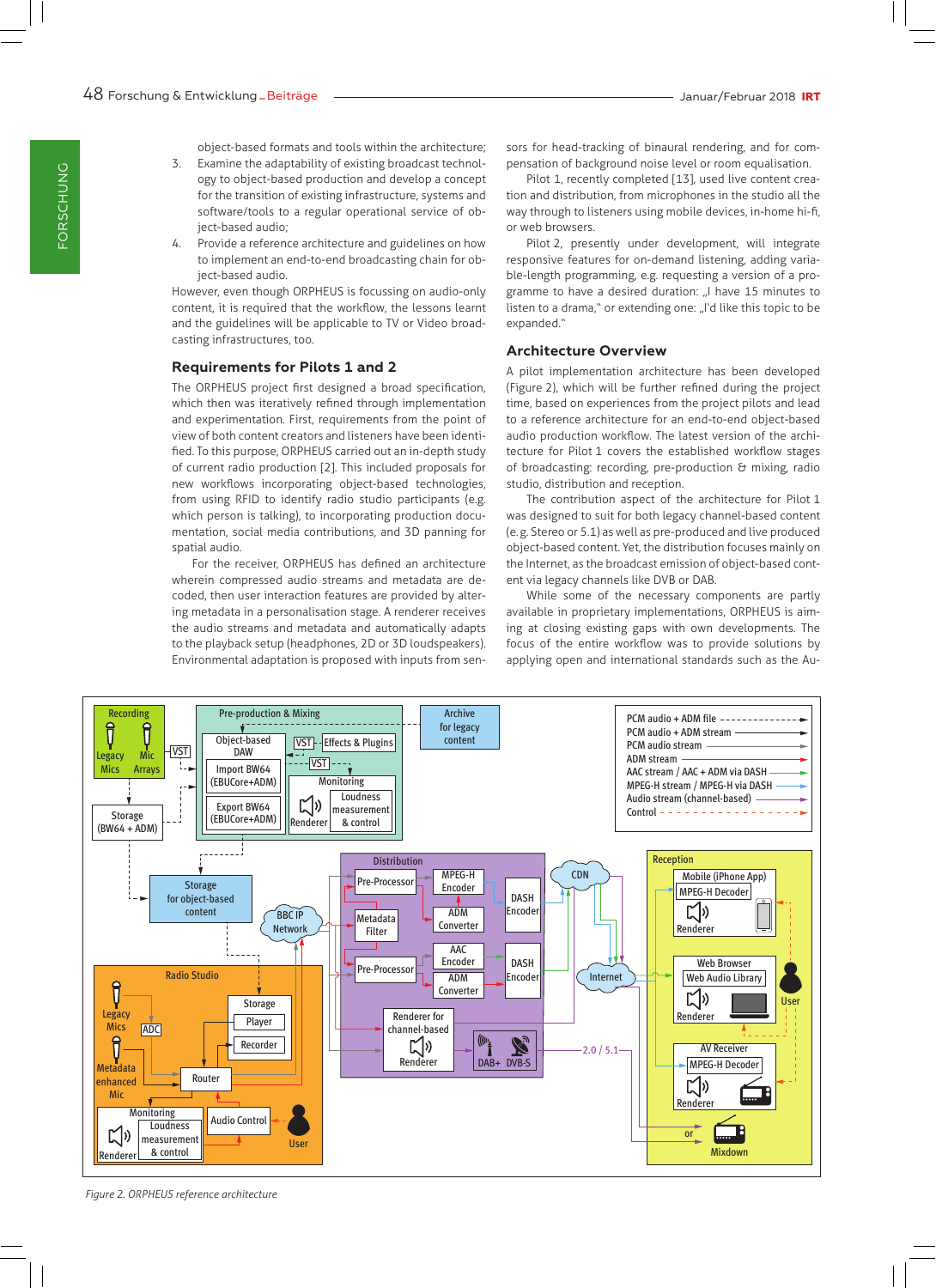object-based formats and tools within the architecture;

3. Examine the adaptability of existing broadcast technology to object-based production and develop a concept for the transition of existing infrastructure, systems and software/tools to a regular operational service of object-based audio;
4. Provide a reference architecture and guidelines on how to implement an end-to-end broadcasting chain for object-based audio.

However, even though ORPHEUS is focussing on audio-only content, it is required that the workflow, the lessons learnt and the guidelines will be applicable to TV or Video broadcasting infrastructures, too.

## Requirements for Pilots 1 and 2

The ORPHEUS project first designed a broad specification, which then was iteratively refined through implementation and experimentation. First, requirements from the point of view of both content creators and listeners have been identified. To this purpose, ORPHEUS carried out an in-depth study of current radio production [2]. This included proposals for new workflows incorporating object-based technologies, from using RFID to identify radio studio participants (e.g. which person is talking), to incorporating production documentation, social media contributions, and 3D panning for spatial audio.

For the receiver, ORPHEUS has defined an architecture wherein compressed audio streams and metadata are decoded, then user interaction features are provided by altering metadata in a personalisation stage. A renderer receives the audio streams and metadata and automatically adapts to the playback setup (headphones, 2D or 3D loudspeakers). Environmental adaptation is proposed with inputs from sensors for head-tracking of binaural rendering, and for compensation of background noise level or room equalisation.

Pilot 1, recently completed [13], used live content creation and distribution, from microphones in the studio all the way through to listeners using mobile devices, in-home hi-fi, or web browsers.

Pilot 2, presently under development, will integrate responsive features for on-demand listening, adding variable-length programming, e.g. requesting a version of a programme to have a desired duration: „I have 15 minutes to listen to a drama," or extending one: „I'd like this topic to be expanded."

## Architecture Overview

A pilot implementation architecture has been developed (Figure 2), which will be further refined during the project time, based on experiences from the project pilots and lead to a reference architecture for an end-to-end object-based audio production workflow. The latest version of the architecture for Pilot 1 covers the established workflow stages of broadcasting: recording, pre-production & mixing, radio studio, distribution and reception.

The contribution aspect of the architecture for Pilot 1 was designed to suit for both legacy channel-based content (e.g. Stereo or 5.1) as well as pre-produced and live produced object-based content. Yet, the distribution focuses mainly on the Internet, as the broadcast emission of object-based content via legacy channels like DVB or DAB.

While some of the necessary components are partly available in proprietary implementations, ORPHEUS is aiming at closing existing gaps with own developments. The focus of the entire workflow was to provide solutions by applying open and international standards such as the Au-

*Figure 2. ORPHEUS reference architecture*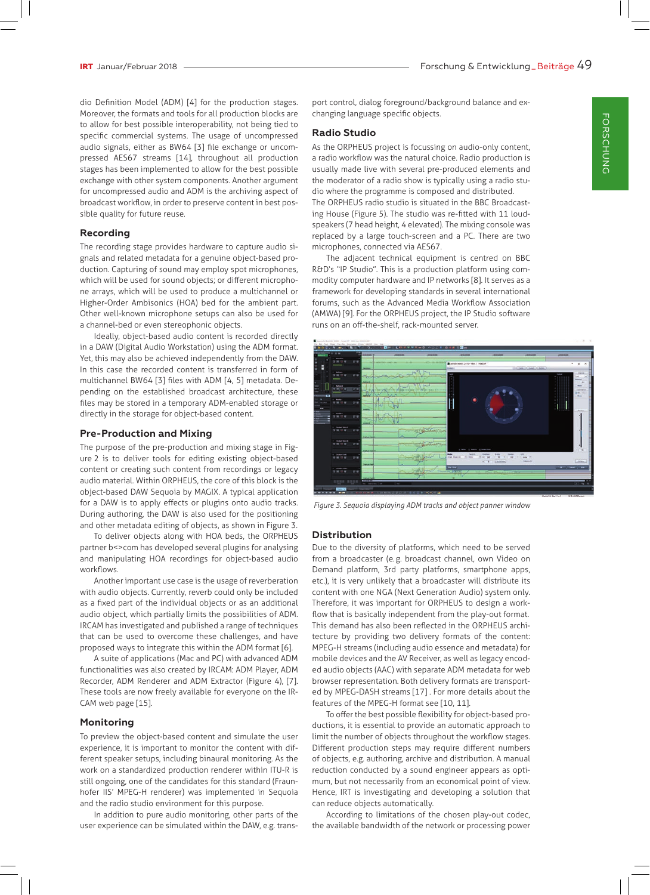dio Definition Model (ADM) [4] for the production stages. Moreover, the formats and tools for all production blocks are to allow for best possible interoperability, not being tied to specific commercial systems. The usage of uncompressed audio signals, either as BW64 [3] file exchange or uncompressed AES67 streams [14], throughout all production stages has been implemented to allow for the best possible exchange with other system components. Another argument for uncompressed audio and ADM is the archiving aspect of broadcast workflow, in order to preserve content in best possible quality for future reuse.

## Recording

The recording stage provides hardware to capture audio signals and related metadata for a genuine object-based production. Capturing of sound may employ spot microphones, which will be used for sound objects; or different microphone arrays, which will be used to produce a multichannel or Higher-Order Ambisonics (HOA) bed for the ambient part. Other well-known microphone setups can also be used for a channel-bed or even stereophonic objects.

Ideally, object-based audio content is recorded directly in a DAW (Digital Audio Workstation) using the ADM format. Yet, this may also be achieved independently from the DAW. In this case the recorded content is transferred in form of multichannel BW64 [3] files with ADM [4, 5] metadata. Depending on the established broadcast architecture, these files may be stored in a temporary ADM-enabled storage or directly in the storage for object-based content.

## Pre-Production and Mixing

The purpose of the pre-production and mixing stage in Figure 2 is to deliver tools for editing existing object-based content or creating such content from recordings or legacy audio material. Within ORPHEUS, the core of this block is the object-based DAW Sequoia by MAGIX. A typical application for a DAW is to apply effects or plugins onto audio tracks. During authoring, the DAW is also used for the positioning and other metadata editing of objects, as shown in Figure 3.

To deliver objects along with HOA beds, the ORPHEUS partner b<>com has developed several plugins for analysing and manipulating HOA recordings for object-based audio workflows.

Another important use case is the usage of reverberation with audio objects. Currently, reverb could only be included as a fixed part of the individual objects or as an additional audio object, which partially limits the possibilities of ADM. IRCAM has investigated and published a range of techniques that can be used to overcome these challenges, and have proposed ways to integrate this within the ADM format [6].

A suite of applications (Mac and PC) with advanced ADM functionalities was also created by IRCAM: ADM Player, ADM Recorder, ADM Renderer and ADM Extractor (Figure 4), [7]. These tools are now freely available for everyone on the IRCAM web page [15].

## Monitoring

To preview the object-based content and simulate the user experience, it is important to monitor the content with different speaker setups, including binaural monitoring. As the work on a standardized production renderer within ITU-R is still ongoing, one of the candidates for this standard (Fraunhofer IIS' MPEG-H renderer) was implemented in Sequoia and the radio studio environment for this purpose.

In addition to pure audio monitoring, other parts of the user experience can be simulated within the DAW, e.g. transport control, dialog foreground/background balance and exchanging language specific objects.

## Radio Studio

As the ORPHEUS project is focussing on audio-only content, a radio workflow was the natural choice. Radio production is usually made live with several pre-produced elements and the moderator of a radio show is typically using a radio studio where the programme is composed and distributed. The ORPHEUS radio studio is situated in the BBC Broadcasting House (Figure 5). The studio was re-fitted with 11 loudspeakers (7 head height, 4 elevated). The mixing console was replaced by a large touch-screen and a PC. There are two microphones, connected via AES67.

The adjacent technical equipment is centred on BBC R&D's "IP Studio". This is a production platform using commodity computer hardware and IP networks [8]. It serves as a framework for developing standards in several international forums, such as the Advanced Media Workflow Association (AMWA) [9]. For the ORPHEUS project, the IP Studio software runs on an off-the-shelf, rack-mounted server.

*Figure 3. Sequoia displaying ADM tracks and object panner window*

## Distribution

Due to the diversity of platforms, which need to be served from a broadcaster (e.g. broadcast channel, own Video on Demand platform, 3rd party platforms, smartphone apps, etc.), it is very unlikely that a broadcaster will distribute its content with one NGA (Next Generation Audio) system only. Therefore, it was important for ORPHEUS to design a workflow that is basically independent from the play-out format. This demand has also been reflected in the ORPHEUS architecture by providing two delivery formats of the content: MPEG-H streams (including audio essence and metadata) for mobile devices and the AV Receiver, as well as legacy encoded audio objects (AAC) with separate ADM metadata for web browser representation. Both delivery formats are transported by MPEG-DASH streams [17]. For more details about the features of the MPEG-H format see [10, 11].

To offer the best possible flexibility for object-based productions, it is essential to provide an automatic approach to limit the number of objects throughout the workflow stages. Different production steps may require different numbers of objects, e.g. authoring, archive and distribution. A manual reduction conducted by a sound engineer appears as optimum, but not necessarily from an economical point of view. Hence, IRT is investigating and developing a solution that can reduce objects automatically.

According to limitations of the chosen play-out codec, the available bandwidth of the network or processing power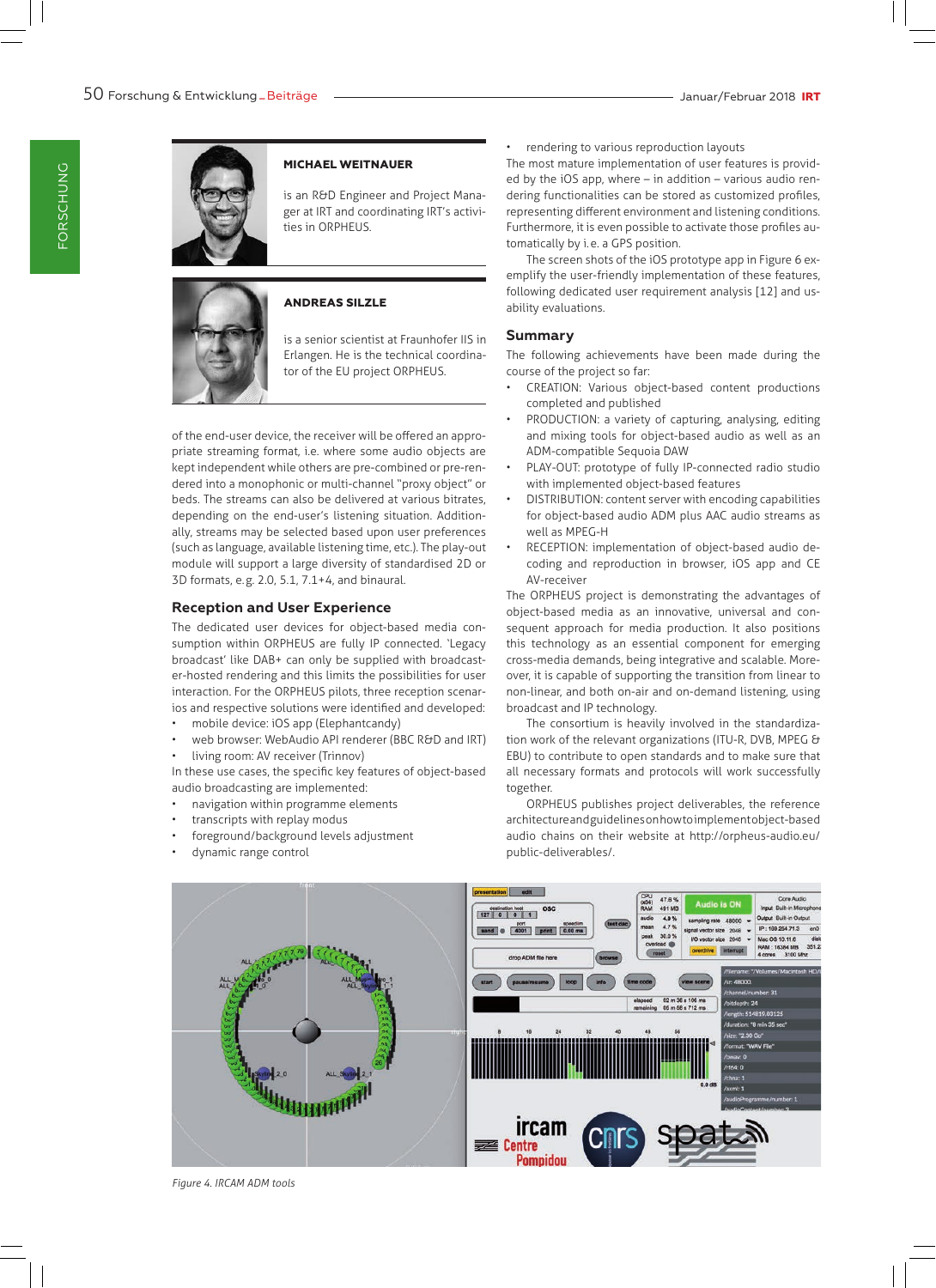**MICHAEL WEITNAUER**

is an R&D Engineer and Project Manager at IRT and coordinating IRT's activities in ORPHEUS.

**ANDREAS SILZLE**

is a senior scientist at Fraunhofer IIS in Erlangen. He is the technical coordinator of the EU project ORPHEUS.

of the end-user device, the receiver will be offered an appropriate streaming format, i.e. where some audio objects are kept independent while others are pre-combined or pre-rendered into a monophonic or multi-channel "proxy object" or beds. The streams can also be delivered at various bitrates, depending on the end-user's listening situation. Additionally, streams may be selected based upon user preferences (such as language, available listening time, etc.). The play-out module will support a large diversity of standardised 2D or 3D formats, e.g. 2.0, 5.1, 7.1+4, and binaural.

## Reception and User Experience

The dedicated user devices for object-based media consumption within ORPHEUS are fully IP connected. 'Legacy broadcast' like DAB+ can only be supplied with broadcaster-hosted rendering and this limits the possibilities for user interaction. For the ORPHEUS pilots, three reception scenarios and respective solutions were identified and developed:

- mobile device: iOS app (Elephantcandy)
- web browser: WebAudio API renderer (BBC R&D and IRT)
- living room: AV receiver (Trinnov)

In these use cases, the specific key features of object-based audio broadcasting are implemented:

- navigation within programme elements
- transcripts with replay modus
- foreground/background levels adjustment
- dynamic range control
- rendering to various reproduction layouts

The most mature implementation of user features is provided by the iOS app, where – in addition – various audio rendering functionalities can be stored as customized profiles, representing different environment and listening conditions. Furthermore, it is even possible to activate those profiles automatically by i.e. a GPS position.

The screen shots of the iOS prototype app in Figure 6 exemplify the user-friendly implementation of these features, following dedicated user requirement analysis [12] and usability evaluations.

## Summary

The following achievements have been made during the course of the project so far:

- CREATION: Various object-based content productions completed and published
- PRODUCTION: a variety of capturing, analysing, editing and mixing tools for object-based audio as well as an ADM-compatible Sequoia DAW
- PLAY-OUT: prototype of fully IP-connected radio studio with implemented object-based features
- DISTRIBUTION: content server with encoding capabilities for object-based audio ADM plus AAC audio streams as well as MPEG-H
- RECEPTION: implementation of object-based audio decoding and reproduction in browser, iOS app and CE AV-receiver

The ORPHEUS project is demonstrating the advantages of object-based media as an innovative, universal and consequent approach for media production. It also positions this technology as an essential component for emerging cross-media demands, being integrative and scalable. Moreover, it is capable of supporting the transition from linear to non-linear, and both on-air and on-demand listening, using broadcast and IP technology.

The consortium is heavily involved in the standardization work of the relevant organizations (ITU-R, DVB, MPEG & EBU) to contribute to open standards and to make sure that all necessary formats and protocols will work successfully together.

ORPHEUS publishes project deliverables, the reference architecture and guidelines on how to implement object-based audio chains on their website at http://orpheus-audio.eu/public-deliverables/.

*Figure 4. IRCAM ADM tools*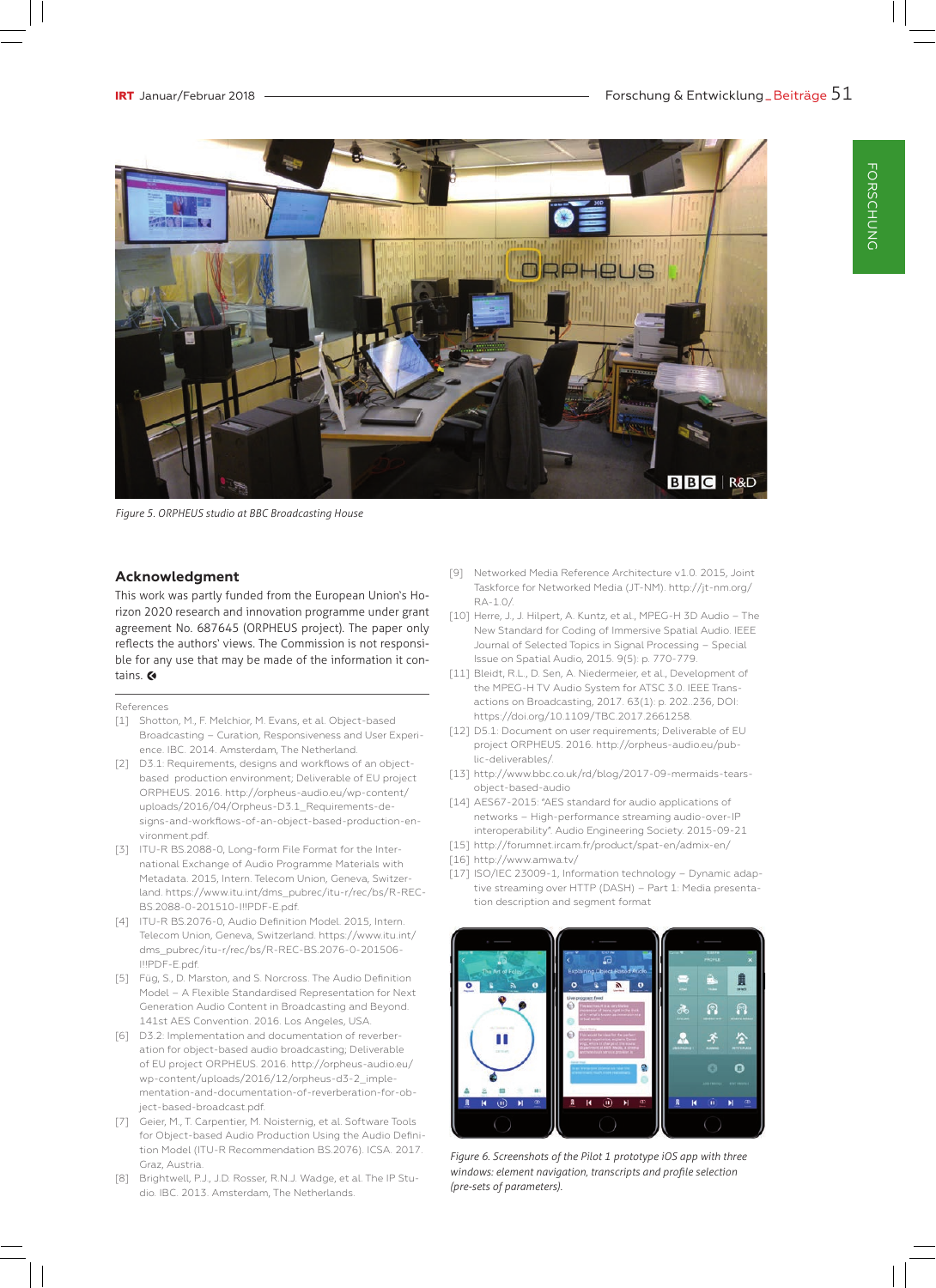Figure 5. ORPHEUS studio at BBC Broadcasting House

## Acknowledgment

This work was partly funded from the European Union's Horizon 2020 research and innovation programme under grant agreement No. 687645 (ORPHEUS project). The paper only reflects the authors' views. The Commission is not responsible for any use that may be made of the information it contains.

References

[1] Shotton, M., F. Melchior, M. Evans, et al. Object-based Broadcasting – Curation, Responsiveness and User Experience. IBC. 2014. Amsterdam, The Netherland.

[2] D3.1: Requirements, designs and workflows of an object-based production environment; Deliverable of EU project ORPHEUS. 2016. http://orpheus-audio.eu/wp-content/uploads/2016/04/Orpheus-D3.1_Requirements-designs-and-workflows-of-an-object-based-production-environment.pdf.

[3] ITU-R BS.2088-0, Long-form File Format for the International Exchange of Audio Programme Materials with Metadata. 2015, Intern. Telecom Union, Geneva, Switzerland. https://www.itu.int/dms_pubrec/itu-r/rec/bs/R-REC-BS.2088-0-201510-I!!PDF-E.pdf.

[4] ITU-R BS.2076-0, Audio Definition Model. 2015, Intern. Telecom Union, Geneva, Switzerland. https://www.itu.int/dms_pubrec/itu-r/rec/bs/R-REC-BS.2076-0-201506-I!!PDF-E.pdf.

[5] Füg, S., D. Marston, and S. Norcross. The Audio Definition Model – A Flexible Standardised Representation for Next Generation Audio Content in Broadcasting and Beyond. 141st AES Convention. 2016. Los Angeles, USA.

[6] D3.2: Implementation and documentation of reverberation for object-based audio broadcasting; Deliverable of EU project ORPHEUS. 2016. http://orpheus-audio.eu/wp-content/uploads/2016/12/orpheus-d3-2_implementation-and-documentation-of-reverberation-for-object-based-broadcast.pdf.

[7] Geier, M., T. Carpentier, M. Noisternig, et al. Software Tools for Object-based Audio Production Using the Audio Definition Model (ITU-R Recommendation BS.2076). ICSA. 2017. Graz, Austria.

[8] Brightwell, P.J., J.D. Rosser, R.N.J. Wadge, et al. The IP Studio. IBC. 2013. Amsterdam, The Netherlands.

[9] Networked Media Reference Architecture v1.0. 2015, Joint Taskforce for Networked Media (JT-NM). http://jt-nm.org/RA-1.0/.

[10] Herre, J., J. Hilpert, A. Kuntz, et al., MPEG-H 3D Audio – The New Standard for Coding of Immersive Spatial Audio. IEEE Journal of Selected Topics in Signal Processing – Special Issue on Spatial Audio, 2015. 9(5): p. 770-779.

[11] Bleidt, R.L., D. Sen, A. Niedermeier, et al., Development of the MPEG-H TV Audio System for ATSC 3.0. IEEE Transactions on Broadcasting, 2017. 63(1): p. 202..236, DOI: https://doi.org/10.1109/TBC.2017.2661258.

[12] D5.1: Document on user requirements; Deliverable of EU project ORPHEUS. 2016. http://orpheus-audio.eu/public-deliverables/.

[13] http://www.bbc.co.uk/rd/blog/2017-09-mermaids-tears-object-based-audio

[14] AES67-2015: "AES standard for audio applications of networks – High-performance streaming audio-over-IP interoperability". Audio Engineering Society. 2015-09-21

[15] http://forumnet.ircam.fr/product/spat-en/admix-en/

[16] http://www.amwa.tv/

[17] ISO/IEC 23009-1, Information technology – Dynamic adaptive streaming over HTTP (DASH) – Part 1: Media presentation description and segment format

Figure 6. Screenshots of the Pilot 1 prototype iOS app with three windows: element navigation, transcripts and profile selection (pre-sets of parameters).